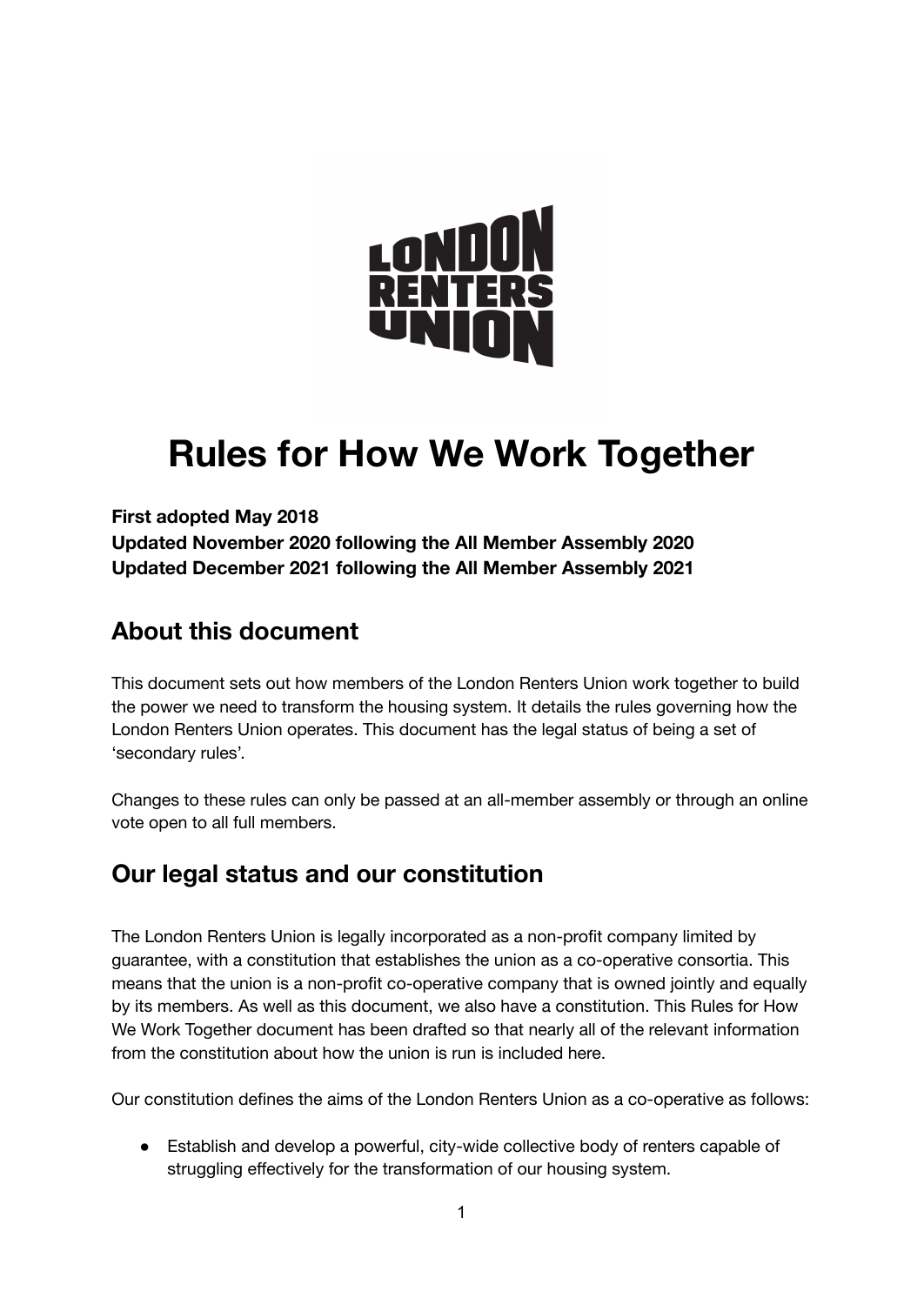# Rules for How We Work Together

**First adopted May 2018**
**Updated November 2020 following the All Member Assembly 2020**
**Updated December 2021 following the All Member Assembly 2021**

## About this document

This document sets out how members of the London Renters Union work together to build the power we need to transform the housing system. It details the rules governing how the London Renters Union operates. This document has the legal status of being a set of 'secondary rules'.

Changes to these rules can only be passed at an all-member assembly or through an online vote open to all full members.

## Our legal status and our constitution

The London Renters Union is legally incorporated as a non-profit company limited by guarantee, with a constitution that establishes the union as a co-operative consortia. This means that the union is a non-profit co-operative company that is owned jointly and equally by its members. As well as this document, we also have a constitution. This Rules for How We Work Together document has been drafted so that nearly all of the relevant information from the constitution about how the union is run is included here.

Our constitution defines the aims of the London Renters Union as a co-operative as follows:

- Establish and develop a powerful, city-wide collective body of renters capable of struggling effectively for the transformation of our housing system.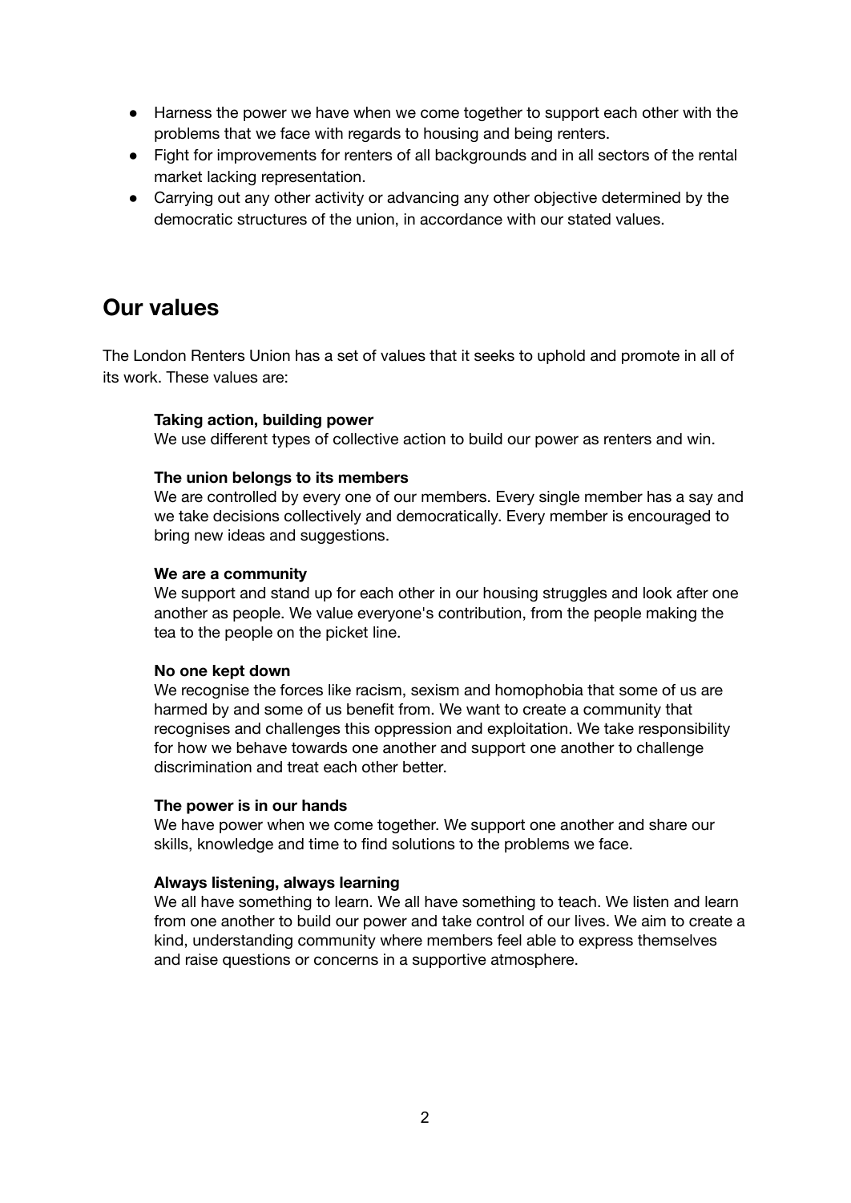- Harness the power we have when we come together to support each other with the problems that we face with regards to housing and being renters.
- Fight for improvements for renters of all backgrounds and in all sectors of the rental market lacking representation.
- Carrying out any other activity or advancing any other objective determined by the democratic structures of the union, in accordance with our stated values.

## Our values

The London Renters Union has a set of values that it seeks to uphold and promote in all of its work. These values are:

**Taking action, building power**
We use different types of collective action to build our power as renters and win.

**The union belongs to its members**
We are controlled by every one of our members. Every single member has a say and we take decisions collectively and democratically. Every member is encouraged to bring new ideas and suggestions.

**We are a community**
We support and stand up for each other in our housing struggles and look after one another as people. We value everyone's contribution, from the people making the tea to the people on the picket line.

**No one kept down**
We recognise the forces like racism, sexism and homophobia that some of us are harmed by and some of us benefit from. We want to create a community that recognises and challenges this oppression and exploitation. We take responsibility for how we behave towards one another and support one another to challenge discrimination and treat each other better.

**The power is in our hands**
We have power when we come together. We support one another and share our skills, knowledge and time to find solutions to the problems we face.

**Always listening, always learning**
We all have something to learn. We all have something to teach. We listen and learn from one another to build our power and take control of our lives. We aim to create a kind, understanding community where members feel able to express themselves and raise questions or concerns in a supportive atmosphere.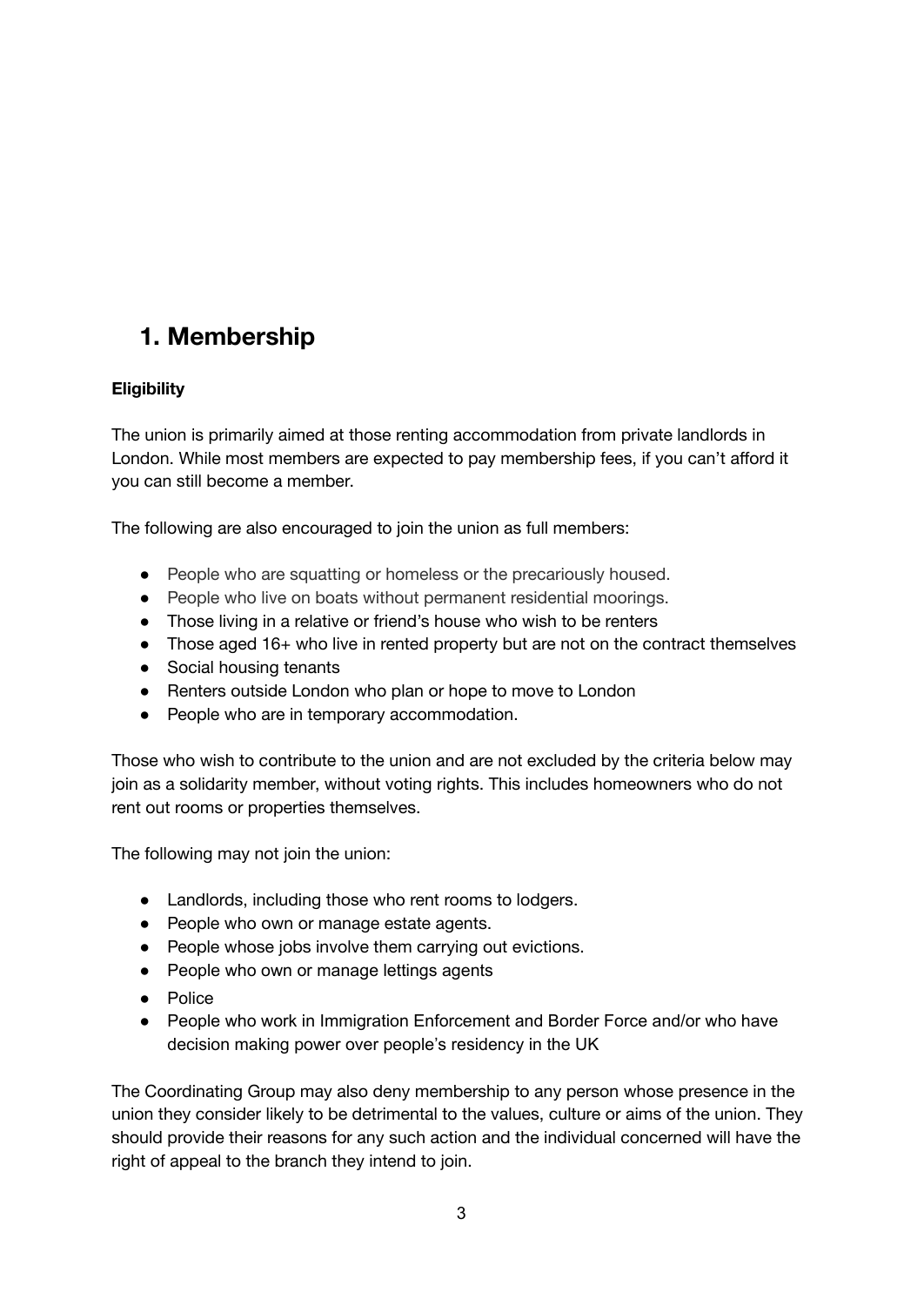# 1. Membership

**Eligibility**

The union is primarily aimed at those renting accommodation from private landlords in London. While most members are expected to pay membership fees, if you can't afford it you can still become a member.

The following are also encouraged to join the union as full members:

- People who are squatting or homeless or the precariously housed.
- People who live on boats without permanent residential moorings.
- Those living in a relative or friend's house who wish to be renters
- Those aged 16+ who live in rented property but are not on the contract themselves
- Social housing tenants
- Renters outside London who plan or hope to move to London
- People who are in temporary accommodation.

Those who wish to contribute to the union and are not excluded by the criteria below may join as a solidarity member, without voting rights. This includes homeowners who do not rent out rooms or properties themselves.

The following may not join the union:

- Landlords, including those who rent rooms to lodgers.
- People who own or manage estate agents.
- People whose jobs involve them carrying out evictions.
- People who own or manage lettings agents
- Police
- People who work in Immigration Enforcement and Border Force and/or who have decision making power over people's residency in the UK

The Coordinating Group may also deny membership to any person whose presence in the union they consider likely to be detrimental to the values, culture or aims of the union. They should provide their reasons for any such action and the individual concerned will have the right of appeal to the branch they intend to join.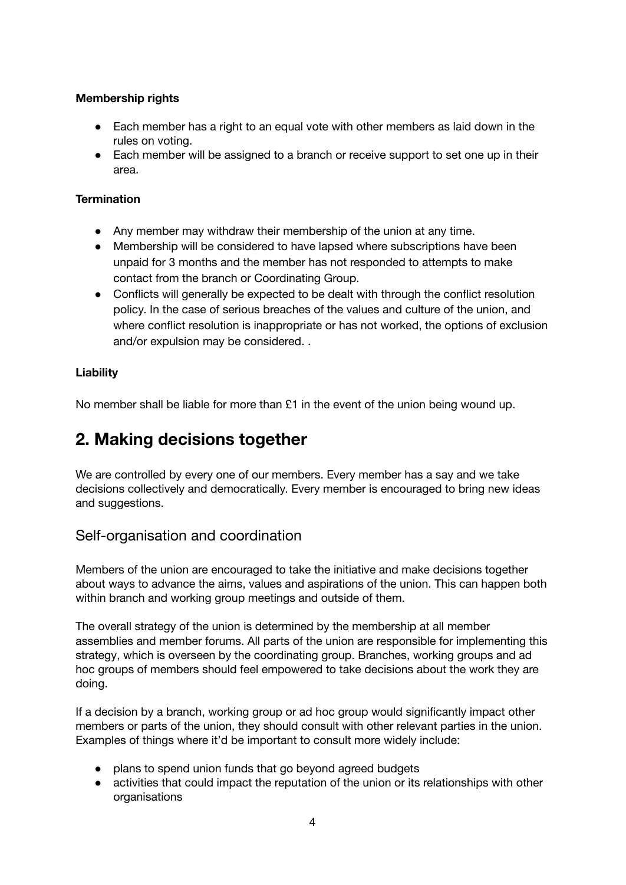**Membership rights**

- Each member has a right to an equal vote with other members as laid down in the rules on voting.
- Each member will be assigned to a branch or receive support to set one up in their area.

**Termination**

- Any member may withdraw their membership of the union at any time.
- Membership will be considered to have lapsed where subscriptions have been unpaid for 3 months and the member has not responded to attempts to make contact from the branch or Coordinating Group.
- Conflicts will generally be expected to be dealt with through the conflict resolution policy. In the case of serious breaches of the values and culture of the union, and where conflict resolution is inappropriate or has not worked, the options of exclusion and/or expulsion may be considered. .

**Liability**

No member shall be liable for more than £1 in the event of the union being wound up.

# 2. Making decisions together

We are controlled by every one of our members. Every member has a say and we take decisions collectively and democratically. Every member is encouraged to bring new ideas and suggestions.

## Self-organisation and coordination

Members of the union are encouraged to take the initiative and make decisions together about ways to advance the aims, values and aspirations of the union. This can happen both within branch and working group meetings and outside of them.

The overall strategy of the union is determined by the membership at all member assemblies and member forums. All parts of the union are responsible for implementing this strategy, which is overseen by the coordinating group. Branches, working groups and ad hoc groups of members should feel empowered to take decisions about the work they are doing.

If a decision by a branch, working group or ad hoc group would significantly impact other members or parts of the union, they should consult with other relevant parties in the union. Examples of things where it'd be important to consult more widely include:

- plans to spend union funds that go beyond agreed budgets
- activities that could impact the reputation of the union or its relationships with other organisations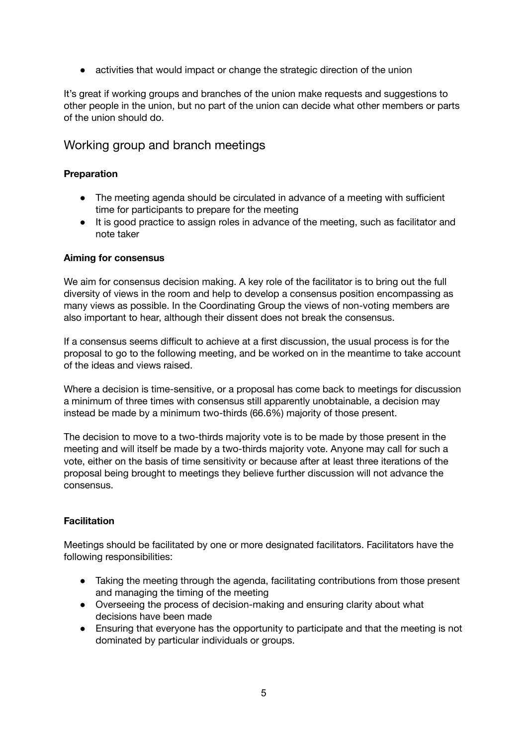- activities that would impact or change the strategic direction of the union

It's great if working groups and branches of the union make requests and suggestions to other people in the union, but no part of the union can decide what other members or parts of the union should do.

## Working group and branch meetings

**Preparation**

- The meeting agenda should be circulated in advance of a meeting with sufficient time for participants to prepare for the meeting
- It is good practice to assign roles in advance of the meeting, such as facilitator and note taker

**Aiming for consensus**

We aim for consensus decision making. A key role of the facilitator is to bring out the full diversity of views in the room and help to develop a consensus position encompassing as many views as possible. In the Coordinating Group the views of non-voting members are also important to hear, although their dissent does not break the consensus.

If a consensus seems difficult to achieve at a first discussion, the usual process is for the proposal to go to the following meeting, and be worked on in the meantime to take account of the ideas and views raised.

Where a decision is time-sensitive, or a proposal has come back to meetings for discussion a minimum of three times with consensus still apparently unobtainable, a decision may instead be made by a minimum two-thirds (66.6%) majority of those present.

The decision to move to a two-thirds majority vote is to be made by those present in the meeting and will itself be made by a two-thirds majority vote. Anyone may call for such a vote, either on the basis of time sensitivity or because after at least three iterations of the proposal being brought to meetings they believe further discussion will not advance the consensus.

**Facilitation**

Meetings should be facilitated by one or more designated facilitators. Facilitators have the following responsibilities:

- Taking the meeting through the agenda, facilitating contributions from those present and managing the timing of the meeting
- Overseeing the process of decision-making and ensuring clarity about what decisions have been made
- Ensuring that everyone has the opportunity to participate and that the meeting is not dominated by particular individuals or groups.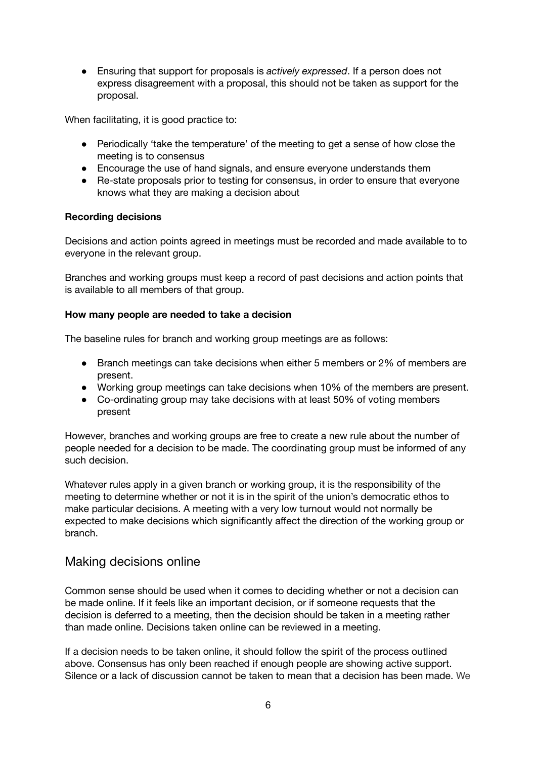- Ensuring that support for proposals is *actively expressed*. If a person does not express disagreement with a proposal, this should not be taken as support for the proposal.

When facilitating, it is good practice to:

- Periodically 'take the temperature' of the meeting to get a sense of how close the meeting is to consensus
- Encourage the use of hand signals, and ensure everyone understands them
- Re-state proposals prior to testing for consensus, in order to ensure that everyone knows what they are making a decision about

**Recording decisions**

Decisions and action points agreed in meetings must be recorded and made available to to everyone in the relevant group.

Branches and working groups must keep a record of past decisions and action points that is available to all members of that group.

**How many people are needed to take a decision**

The baseline rules for branch and working group meetings are as follows:

- Branch meetings can take decisions when either 5 members or 2% of members are present.
- Working group meetings can take decisions when 10% of the members are present.
- Co-ordinating group may take decisions with at least 50% of voting members present

However, branches and working groups are free to create a new rule about the number of people needed for a decision to be made. The coordinating group must be informed of any such decision.

Whatever rules apply in a given branch or working group, it is the responsibility of the meeting to determine whether or not it is in the spirit of the union's democratic ethos to make particular decisions. A meeting with a very low turnout would not normally be expected to make decisions which significantly affect the direction of the working group or branch.

## Making decisions online

Common sense should be used when it comes to deciding whether or not a decision can be made online. If it feels like an important decision, or if someone requests that the decision is deferred to a meeting, then the decision should be taken in a meeting rather than made online. Decisions taken online can be reviewed in a meeting.

If a decision needs to be taken online, it should follow the spirit of the process outlined above. Consensus has only been reached if enough people are showing active support. Silence or a lack of discussion cannot be taken to mean that a decision has been made. We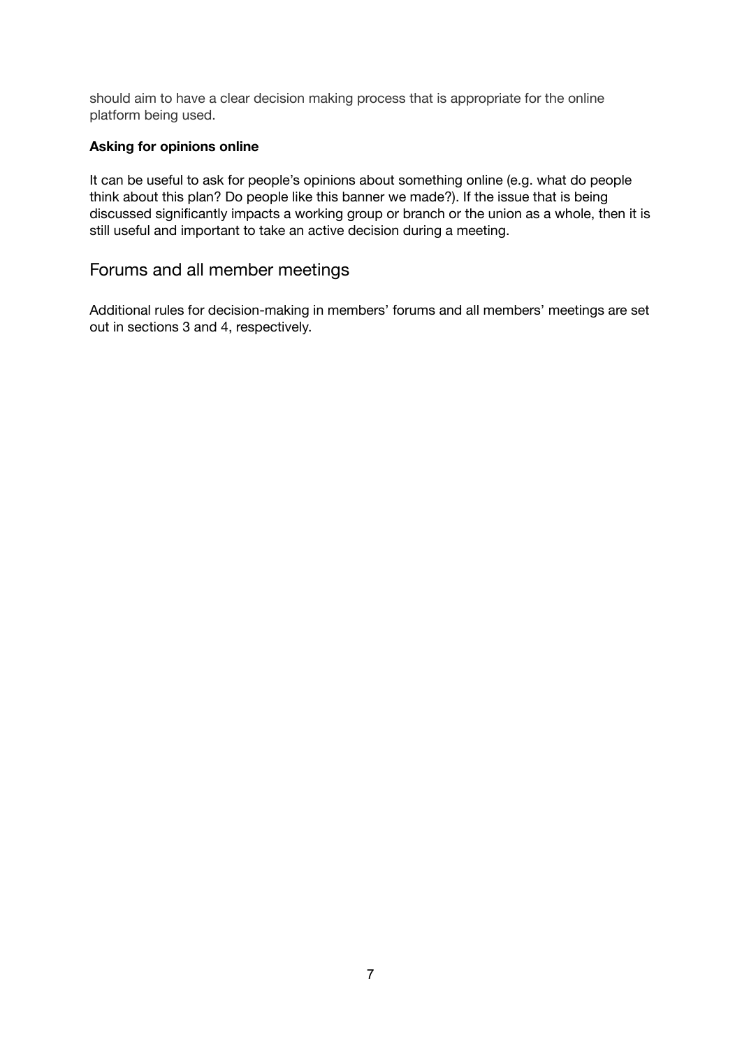should aim to have a clear decision making process that is appropriate for the online platform being used.

**Asking for opinions online**

It can be useful to ask for people's opinions about something online (e.g. what do people think about this plan? Do people like this banner we made?). If the issue that is being discussed significantly impacts a working group or branch or the union as a whole, then it is still useful and important to take an active decision during a meeting.

## Forums and all member meetings

Additional rules for decision-making in members' forums and all members' meetings are set out in sections 3 and 4, respectively.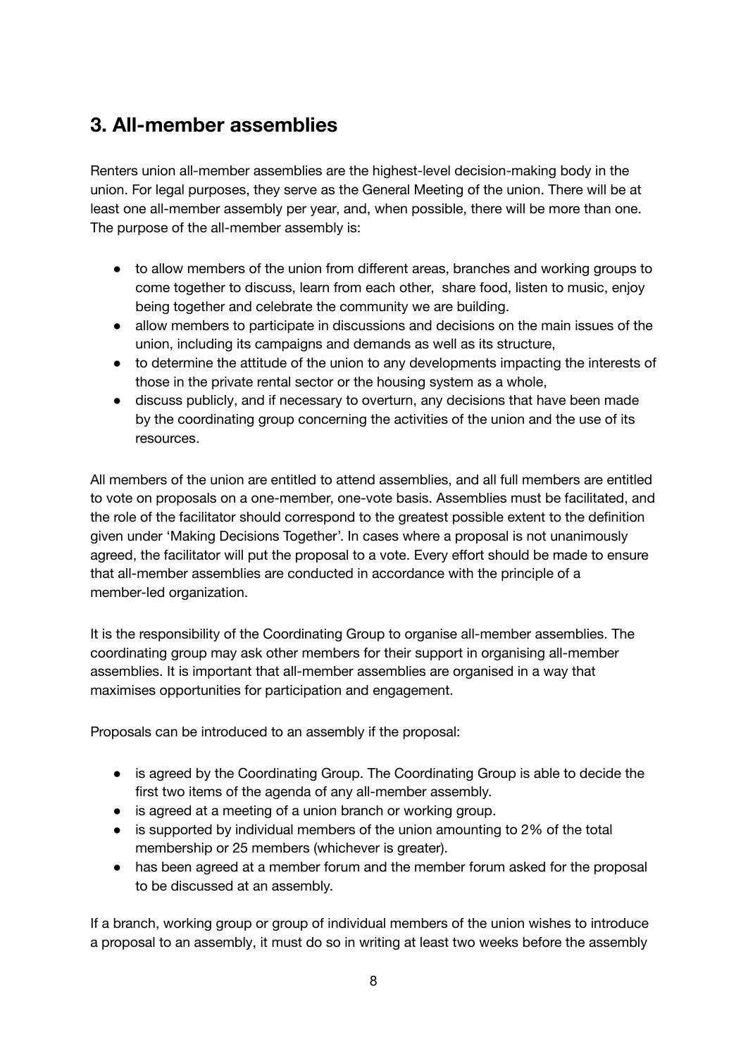## 3. All-member assemblies

Renters union all-member assemblies are the highest-level decision-making body in the union. For legal purposes, they serve as the General Meeting of the union. There will be at least one all-member assembly per year, and, when possible, there will be more than one. The purpose of the all-member assembly is:

- to allow members of the union from different areas, branches and working groups to come together to discuss, learn from each other, share food, listen to music, enjoy being together and celebrate the community we are building.
- allow members to participate in discussions and decisions on the main issues of the union, including its campaigns and demands as well as its structure,
- to determine the attitude of the union to any developments impacting the interests of those in the private rental sector or the housing system as a whole,
- discuss publicly, and if necessary to overturn, any decisions that have been made by the coordinating group concerning the activities of the union and the use of its resources.

All members of the union are entitled to attend assemblies, and all full members are entitled to vote on proposals on a one-member, one-vote basis. Assemblies must be facilitated, and the role of the facilitator should correspond to the greatest possible extent to the definition given under 'Making Decisions Together'. In cases where a proposal is not unanimously agreed, the facilitator will put the proposal to a vote. Every effort should be made to ensure that all-member assemblies are conducted in accordance with the principle of a member-led organization.

It is the responsibility of the Coordinating Group to organise all-member assemblies. The coordinating group may ask other members for their support in organising all-member assemblies. It is important that all-member assemblies are organised in a way that maximises opportunities for participation and engagement.

Proposals can be introduced to an assembly if the proposal:

- is agreed by the Coordinating Group. The Coordinating Group is able to decide the first two items of the agenda of any all-member assembly.
- is agreed at a meeting of a union branch or working group.
- is supported by individual members of the union amounting to 2% of the total membership or 25 members (whichever is greater).
- has been agreed at a member forum and the member forum asked for the proposal to be discussed at an assembly.

If a branch, working group or group of individual members of the union wishes to introduce a proposal to an assembly, it must do so in writing at least two weeks before the assembly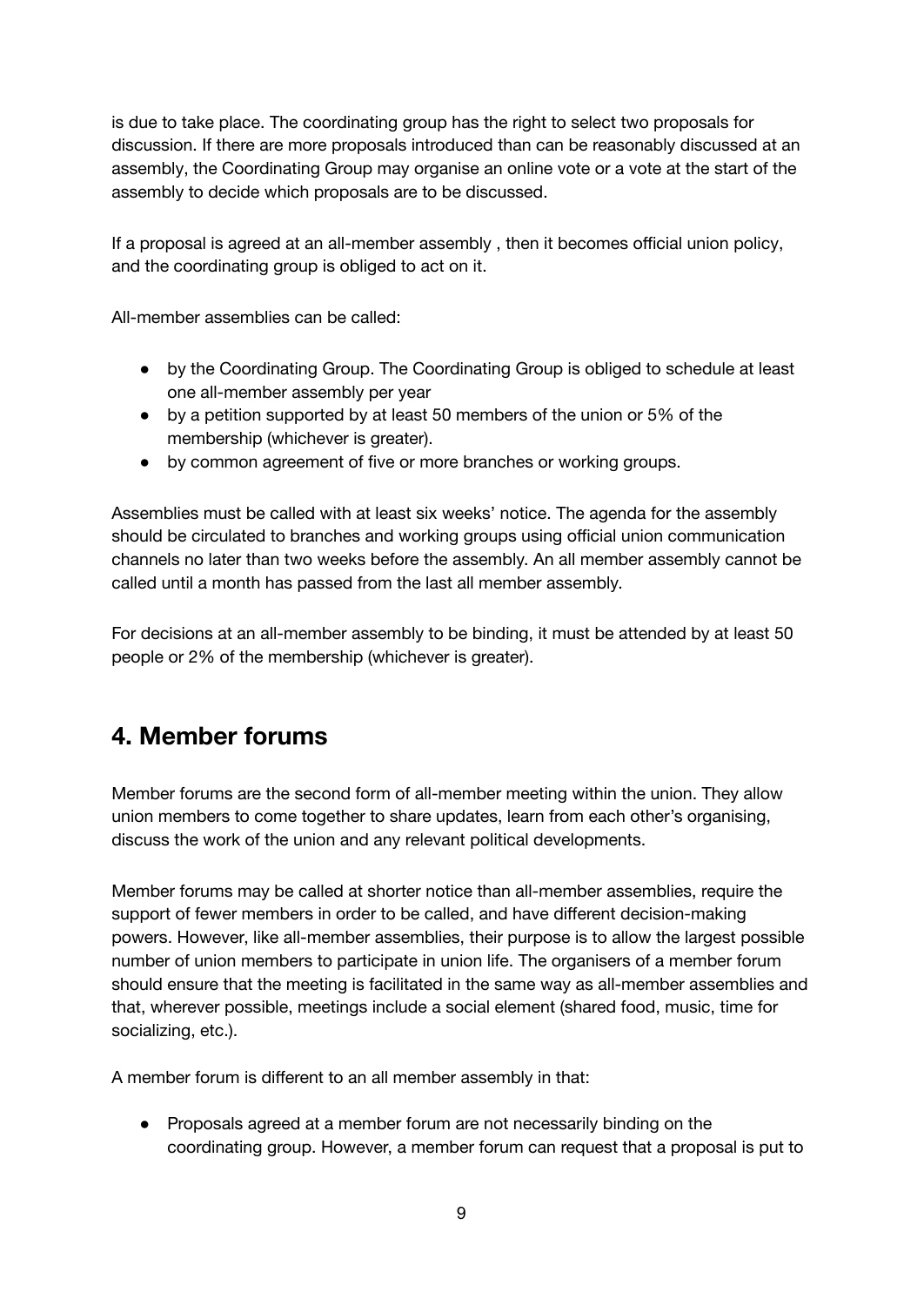is due to take place. The coordinating group has the right to select two proposals for discussion. If there are more proposals introduced than can be reasonably discussed at an assembly, the Coordinating Group may organise an online vote or a vote at the start of the assembly to decide which proposals are to be discussed.

If a proposal is agreed at an all-member assembly , then it becomes official union policy, and the coordinating group is obliged to act on it.

All-member assemblies can be called:

- by the Coordinating Group. The Coordinating Group is obliged to schedule at least one all-member assembly per year
- by a petition supported by at least 50 members of the union or 5% of the membership (whichever is greater).
- by common agreement of five or more branches or working groups.

Assemblies must be called with at least six weeks' notice. The agenda for the assembly should be circulated to branches and working groups using official union communication channels no later than two weeks before the assembly. An all member assembly cannot be called until a month has passed from the last all member assembly.

For decisions at an all-member assembly to be binding, it must be attended by at least 50 people or 2% of the membership (whichever is greater).

## 4. Member forums

Member forums are the second form of all-member meeting within the union. They allow union members to come together to share updates, learn from each other's organising, discuss the work of the union and any relevant political developments.

Member forums may be called at shorter notice than all-member assemblies, require the support of fewer members in order to be called, and have different decision-making powers. However, like all-member assemblies, their purpose is to allow the largest possible number of union members to participate in union life. The organisers of a member forum should ensure that the meeting is facilitated in the same way as all-member assemblies and that, wherever possible, meetings include a social element (shared food, music, time for socializing, etc.).

A member forum is different to an all member assembly in that:

- Proposals agreed at a member forum are not necessarily binding on the coordinating group. However, a member forum can request that a proposal is put to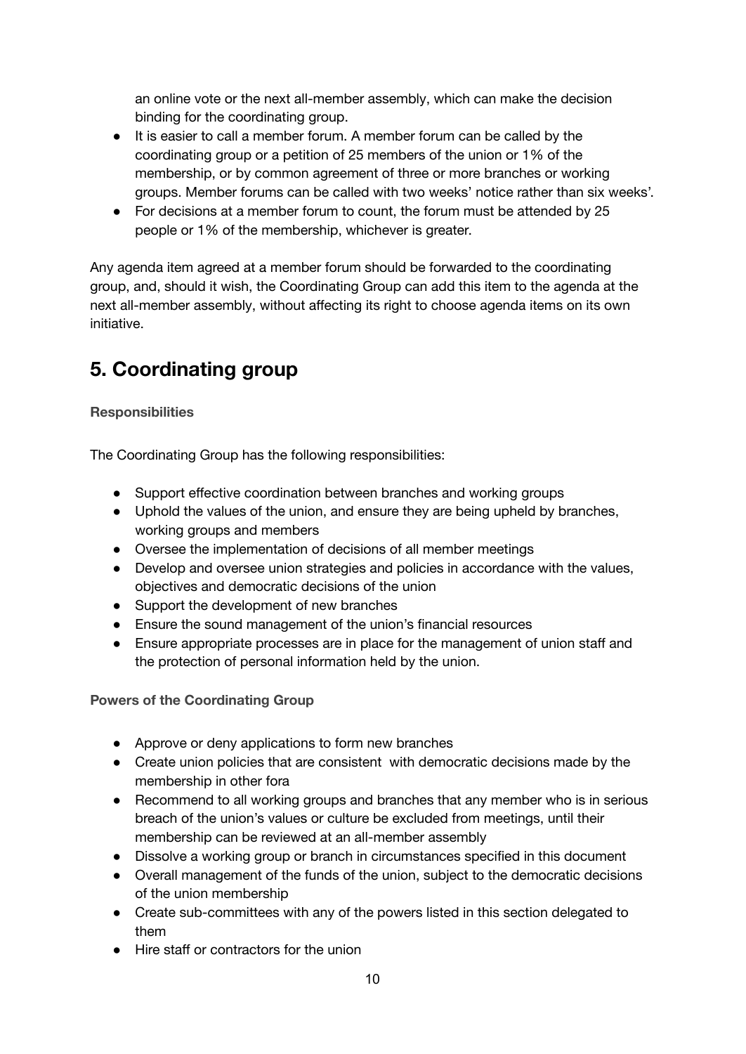an online vote or the next all-member assembly, which can make the decision binding for the coordinating group.

- It is easier to call a member forum. A member forum can be called by the coordinating group or a petition of 25 members of the union or 1% of the membership, or by common agreement of three or more branches or working groups. Member forums can be called with two weeks' notice rather than six weeks'.
- For decisions at a member forum to count, the forum must be attended by 25 people or 1% of the membership, whichever is greater.

Any agenda item agreed at a member forum should be forwarded to the coordinating group, and, should it wish, the Coordinating Group can add this item to the agenda at the next all-member assembly, without affecting its right to choose agenda items on its own initiative.

## 5. Coordinating group

**Responsibilities**

The Coordinating Group has the following responsibilities:

- Support effective coordination between branches and working groups
- Uphold the values of the union, and ensure they are being upheld by branches, working groups and members
- Oversee the implementation of decisions of all member meetings
- Develop and oversee union strategies and policies in accordance with the values, objectives and democratic decisions of the union
- Support the development of new branches
- Ensure the sound management of the union's financial resources
- Ensure appropriate processes are in place for the management of union staff and the protection of personal information held by the union.

**Powers of the Coordinating Group**

- Approve or deny applications to form new branches
- Create union policies that are consistent with democratic decisions made by the membership in other fora
- Recommend to all working groups and branches that any member who is in serious breach of the union's values or culture be excluded from meetings, until their membership can be reviewed at an all-member assembly
- Dissolve a working group or branch in circumstances specified in this document
- Overall management of the funds of the union, subject to the democratic decisions of the union membership
- Create sub-committees with any of the powers listed in this section delegated to them
- Hire staff or contractors for the union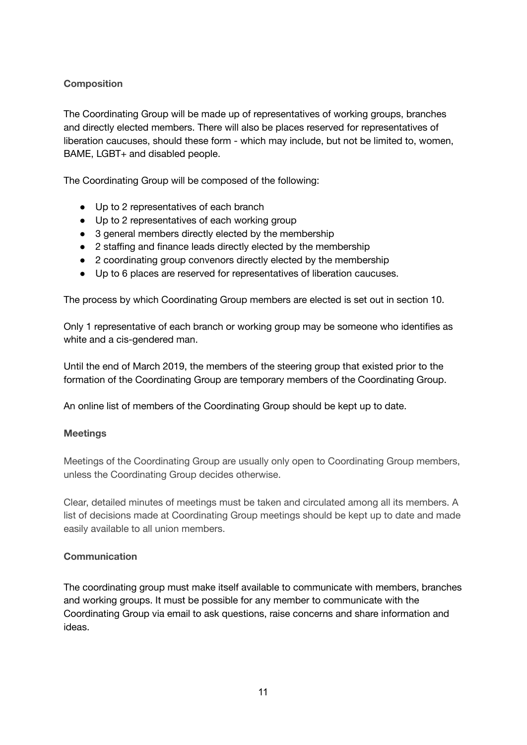**Composition**

The Coordinating Group will be made up of representatives of working groups, branches and directly elected members. There will also be places reserved for representatives of liberation caucuses, should these form - which may include, but not be limited to, women, BAME, LGBT+ and disabled people.

The Coordinating Group will be composed of the following:

- Up to 2 representatives of each branch
- Up to 2 representatives of each working group
- 3 general members directly elected by the membership
- 2 staffing and finance leads directly elected by the membership
- 2 coordinating group convenors directly elected by the membership
- Up to 6 places are reserved for representatives of liberation caucuses.

The process by which Coordinating Group members are elected is set out in section 10.

Only 1 representative of each branch or working group may be someone who identifies as white and a cis-gendered man.

Until the end of March 2019, the members of the steering group that existed prior to the formation of the Coordinating Group are temporary members of the Coordinating Group.

An online list of members of the Coordinating Group should be kept up to date.

**Meetings**

Meetings of the Coordinating Group are usually only open to Coordinating Group members, unless the Coordinating Group decides otherwise.

Clear, detailed minutes of meetings must be taken and circulated among all its members. A list of decisions made at Coordinating Group meetings should be kept up to date and made easily available to all union members.

**Communication**

The coordinating group must make itself available to communicate with members, branches and working groups. It must be possible for any member to communicate with the Coordinating Group via email to ask questions, raise concerns and share information and ideas.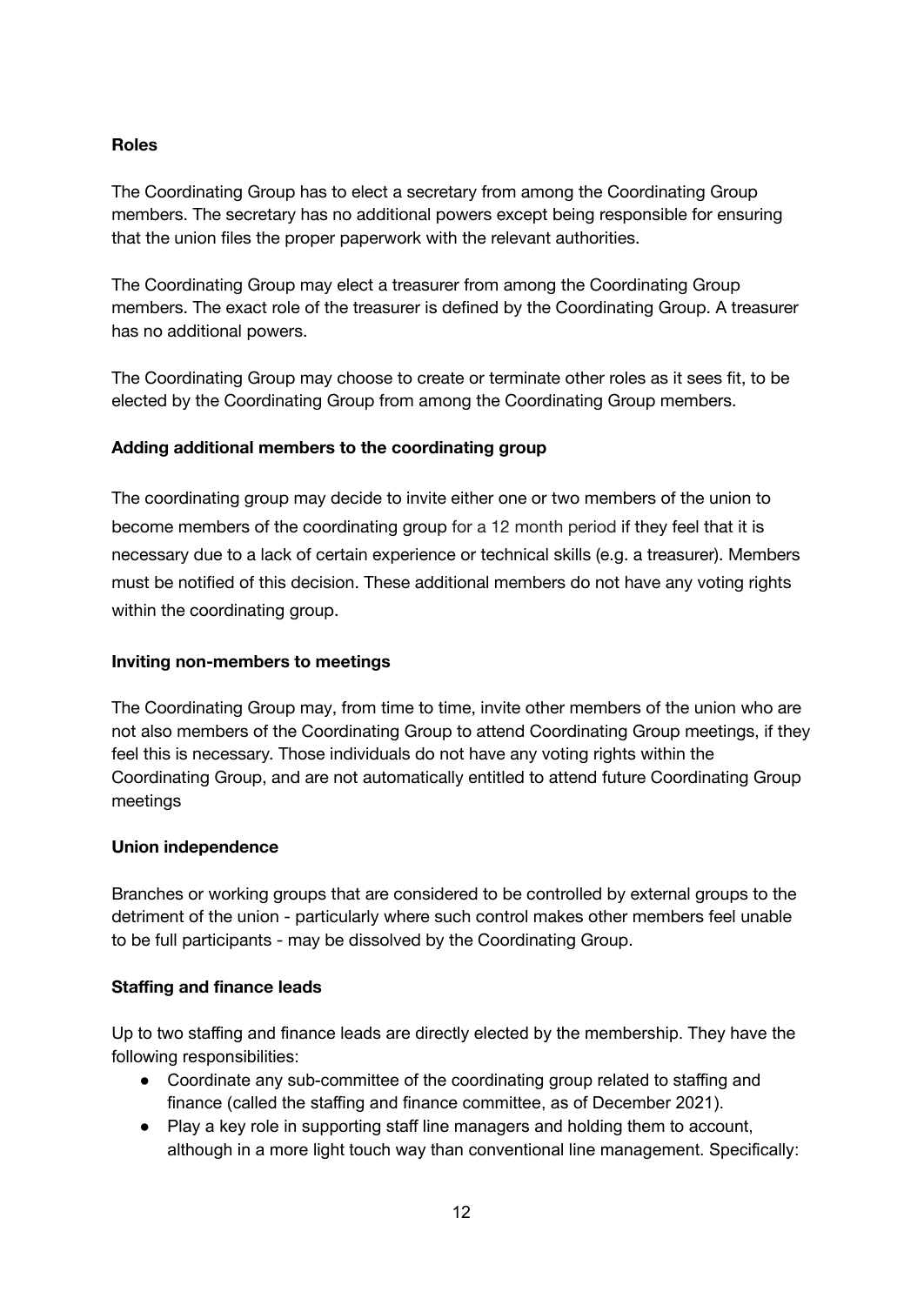**Roles**

The Coordinating Group has to elect a secretary from among the Coordinating Group members. The secretary has no additional powers except being responsible for ensuring that the union files the proper paperwork with the relevant authorities.

The Coordinating Group may elect a treasurer from among the Coordinating Group members. The exact role of the treasurer is defined by the Coordinating Group. A treasurer has no additional powers.

The Coordinating Group may choose to create or terminate other roles as it sees fit, to be elected by the Coordinating Group from among the Coordinating Group members.

**Adding additional members to the coordinating group**

The coordinating group may decide to invite either one or two members of the union to become members of the coordinating group for a 12 month period if they feel that it is necessary due to a lack of certain experience or technical skills (e.g. a treasurer). Members must be notified of this decision. These additional members do not have any voting rights within the coordinating group.

**Inviting non-members to meetings**

The Coordinating Group may, from time to time, invite other members of the union who are not also members of the Coordinating Group to attend Coordinating Group meetings, if they feel this is necessary. Those individuals do not have any voting rights within the Coordinating Group, and are not automatically entitled to attend future Coordinating Group meetings

**Union independence**

Branches or working groups that are considered to be controlled by external groups to the detriment of the union - particularly where such control makes other members feel unable to be full participants - may be dissolved by the Coordinating Group.

**Staffing and finance leads**

Up to two staffing and finance leads are directly elected by the membership. They have the following responsibilities:

- Coordinate any sub-committee of the coordinating group related to staffing and finance (called the staffing and finance committee, as of December 2021).
- Play a key role in supporting staff line managers and holding them to account, although in a more light touch way than conventional line management. Specifically: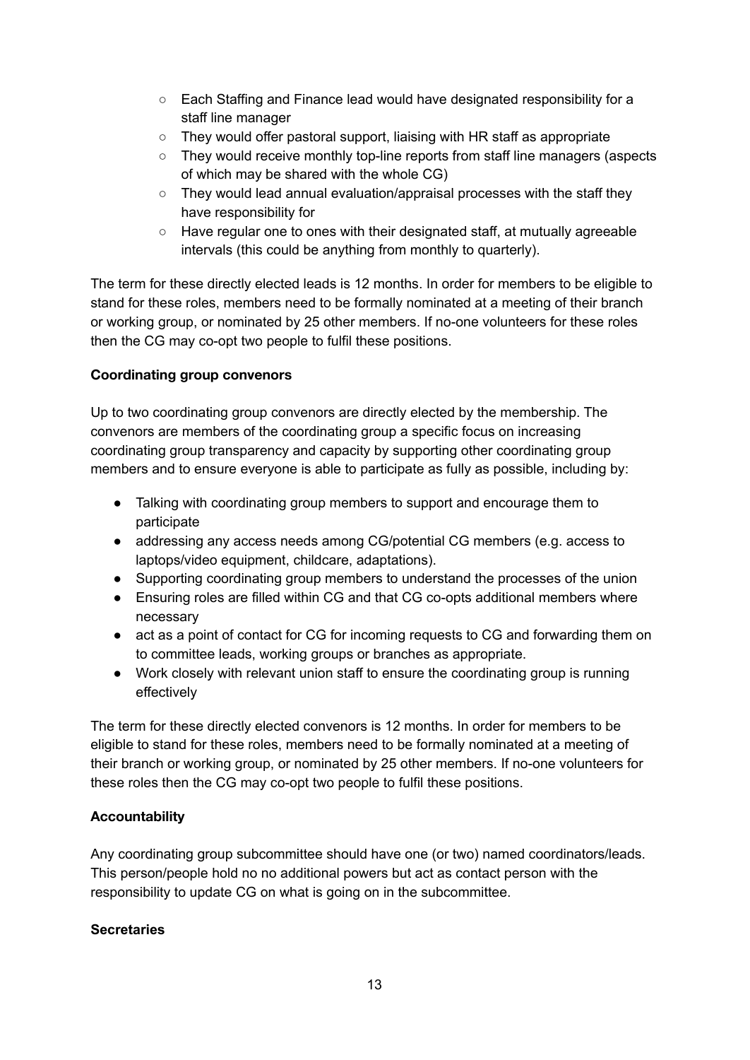- Each Staffing and Finance lead would have designated responsibility for a staff line manager
  - They would offer pastoral support, liaising with HR staff as appropriate
  - They would receive monthly top-line reports from staff line managers (aspects of which may be shared with the whole CG)
  - They would lead annual evaluation/appraisal processes with the staff they have responsibility for
  - Have regular one to ones with their designated staff, at mutually agreeable intervals (this could be anything from monthly to quarterly).

The term for these directly elected leads is 12 months. In order for members to be eligible to stand for these roles, members need to be formally nominated at a meeting of their branch or working group, or nominated by 25 other members. If no-one volunteers for these roles then the CG may co-opt two people to fulfil these positions.

**Coordinating group convenors**

Up to two coordinating group convenors are directly elected by the membership. The convenors are members of the coordinating group a specific focus on increasing coordinating group transparency and capacity by supporting other coordinating group members and to ensure everyone is able to participate as fully as possible, including by:

- Talking with coordinating group members to support and encourage them to participate
- addressing any access needs among CG/potential CG members (e.g. access to laptops/video equipment, childcare, adaptations).
- Supporting coordinating group members to understand the processes of the union
- Ensuring roles are filled within CG and that CG co-opts additional members where necessary
- act as a point of contact for CG for incoming requests to CG and forwarding them on to committee leads, working groups or branches as appropriate.
- Work closely with relevant union staff to ensure the coordinating group is running effectively

The term for these directly elected convenors is 12 months. In order for members to be eligible to stand for these roles, members need to be formally nominated at a meeting of their branch or working group, or nominated by 25 other members. If no-one volunteers for these roles then the CG may co-opt two people to fulfil these positions.

**Accountability**

Any coordinating group subcommittee should have one (or two) named coordinators/leads. This person/people hold no no additional powers but act as contact person with the responsibility to update CG on what is going on in the subcommittee.

**Secretaries**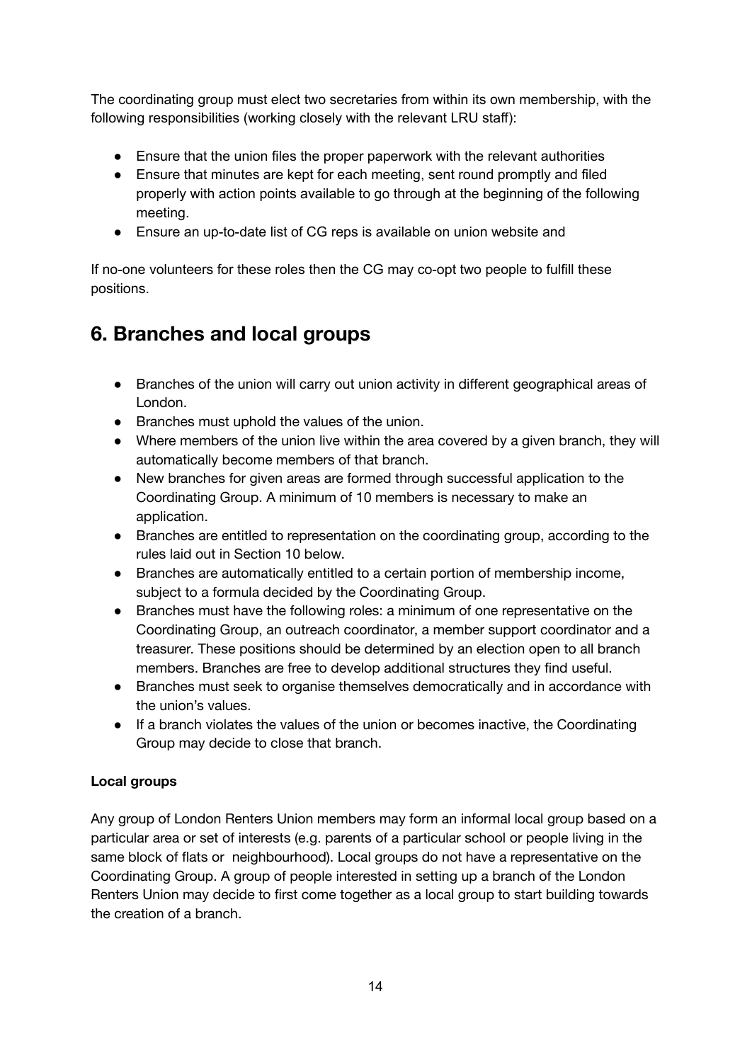The coordinating group must elect two secretaries from within its own membership, with the following responsibilities (working closely with the relevant LRU staff):

- Ensure that the union files the proper paperwork with the relevant authorities
- Ensure that minutes are kept for each meeting, sent round promptly and filed properly with action points available to go through at the beginning of the following meeting.
- Ensure an up-to-date list of CG reps is available on union website and

If no-one volunteers for these roles then the CG may co-opt two people to fulfill these positions.

## 6. Branches and local groups

- Branches of the union will carry out union activity in different geographical areas of London.
- Branches must uphold the values of the union.
- Where members of the union live within the area covered by a given branch, they will automatically become members of that branch.
- New branches for given areas are formed through successful application to the Coordinating Group. A minimum of 10 members is necessary to make an application.
- Branches are entitled to representation on the coordinating group, according to the rules laid out in Section 10 below.
- Branches are automatically entitled to a certain portion of membership income, subject to a formula decided by the Coordinating Group.
- Branches must have the following roles: a minimum of one representative on the Coordinating Group, an outreach coordinator, a member support coordinator and a treasurer. These positions should be determined by an election open to all branch members. Branches are free to develop additional structures they find useful.
- Branches must seek to organise themselves democratically and in accordance with the union's values.
- If a branch violates the values of the union or becomes inactive, the Coordinating Group may decide to close that branch.

**Local groups**

Any group of London Renters Union members may form an informal local group based on a particular area or set of interests (e.g. parents of a particular school or people living in the same block of flats or neighbourhood). Local groups do not have a representative on the Coordinating Group. A group of people interested in setting up a branch of the London Renters Union may decide to first come together as a local group to start building towards the creation of a branch.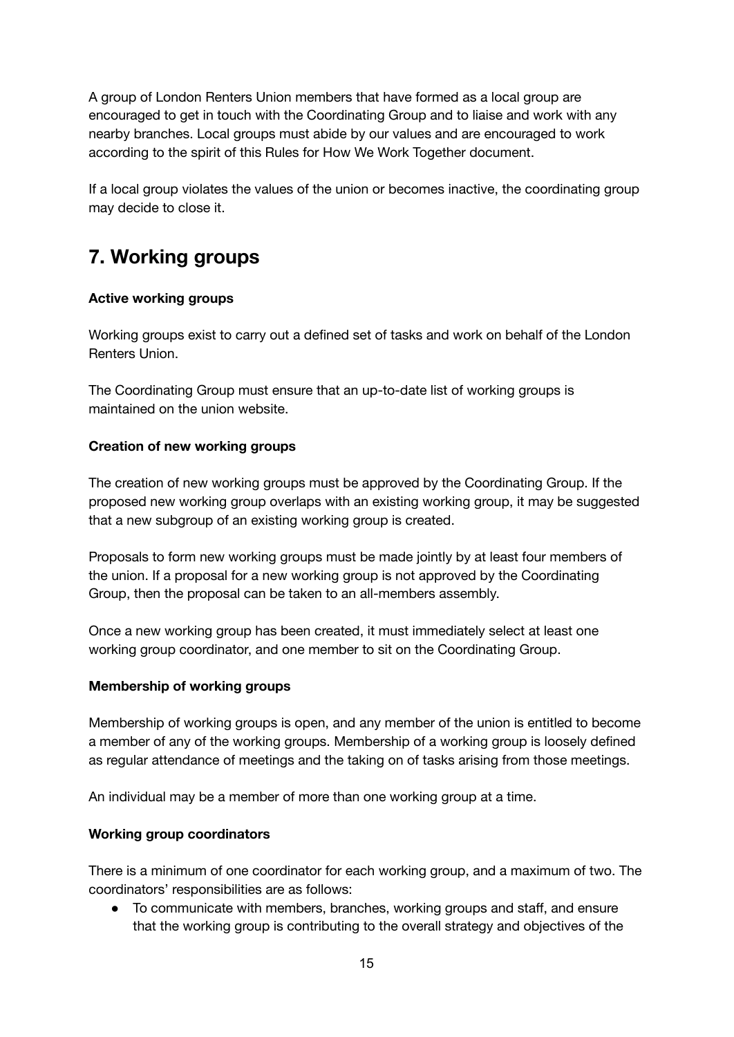A group of London Renters Union members that have formed as a local group are encouraged to get in touch with the Coordinating Group and to liaise and work with any nearby branches. Local groups must abide by our values and are encouraged to work according to the spirit of this Rules for How We Work Together document.

If a local group violates the values of the union or becomes inactive, the coordinating group may decide to close it.

## 7. Working groups

**Active working groups**

Working groups exist to carry out a defined set of tasks and work on behalf of the London Renters Union.

The Coordinating Group must ensure that an up-to-date list of working groups is maintained on the union website.

**Creation of new working groups**

The creation of new working groups must be approved by the Coordinating Group. If the proposed new working group overlaps with an existing working group, it may be suggested that a new subgroup of an existing working group is created.

Proposals to form new working groups must be made jointly by at least four members of the union. If a proposal for a new working group is not approved by the Coordinating Group, then the proposal can be taken to an all-members assembly.

Once a new working group has been created, it must immediately select at least one working group coordinator, and one member to sit on the Coordinating Group.

**Membership of working groups**

Membership of working groups is open, and any member of the union is entitled to become a member of any of the working groups. Membership of a working group is loosely defined as regular attendance of meetings and the taking on of tasks arising from those meetings.

An individual may be a member of more than one working group at a time.

**Working group coordinators**

There is a minimum of one coordinator for each working group, and a maximum of two. The coordinators' responsibilities are as follows:

- To communicate with members, branches, working groups and staff, and ensure that the working group is contributing to the overall strategy and objectives of the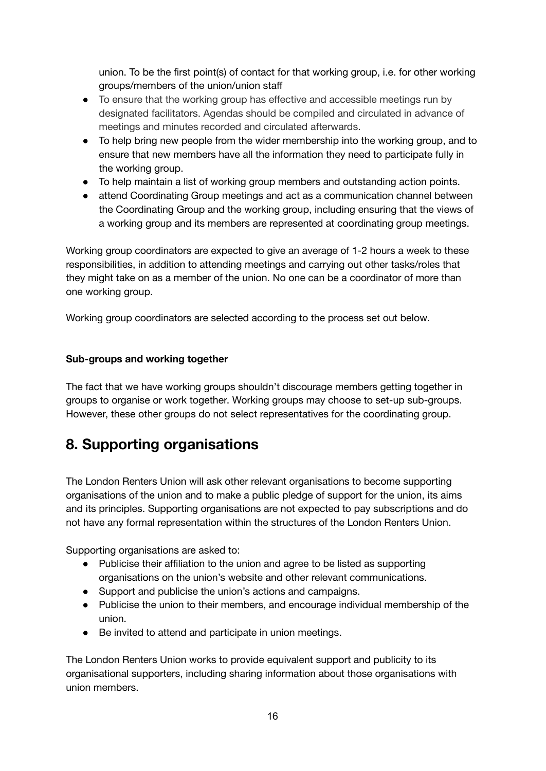union. To be the first point(s) of contact for that working group, i.e. for other working groups/members of the union/union staff

- To ensure that the working group has effective and accessible meetings run by designated facilitators. Agendas should be compiled and circulated in advance of meetings and minutes recorded and circulated afterwards.
- To help bring new people from the wider membership into the working group, and to ensure that new members have all the information they need to participate fully in the working group.
- To help maintain a list of working group members and outstanding action points.
- attend Coordinating Group meetings and act as a communication channel between the Coordinating Group and the working group, including ensuring that the views of a working group and its members are represented at coordinating group meetings.

Working group coordinators are expected to give an average of 1-2 hours a week to these responsibilities, in addition to attending meetings and carrying out other tasks/roles that they might take on as a member of the union. No one can be a coordinator of more than one working group.

Working group coordinators are selected according to the process set out below.

**Sub-groups and working together**

The fact that we have working groups shouldn't discourage members getting together in groups to organise or work together. Working groups may choose to set-up sub-groups. However, these other groups do not select representatives for the coordinating group.

## 8. Supporting organisations

The London Renters Union will ask other relevant organisations to become supporting organisations of the union and to make a public pledge of support for the union, its aims and its principles. Supporting organisations are not expected to pay subscriptions and do not have any formal representation within the structures of the London Renters Union.

Supporting organisations are asked to:

- Publicise their affiliation to the union and agree to be listed as supporting organisations on the union's website and other relevant communications.
- Support and publicise the union's actions and campaigns.
- Publicise the union to their members, and encourage individual membership of the union.
- Be invited to attend and participate in union meetings.

The London Renters Union works to provide equivalent support and publicity to its organisational supporters, including sharing information about those organisations with union members.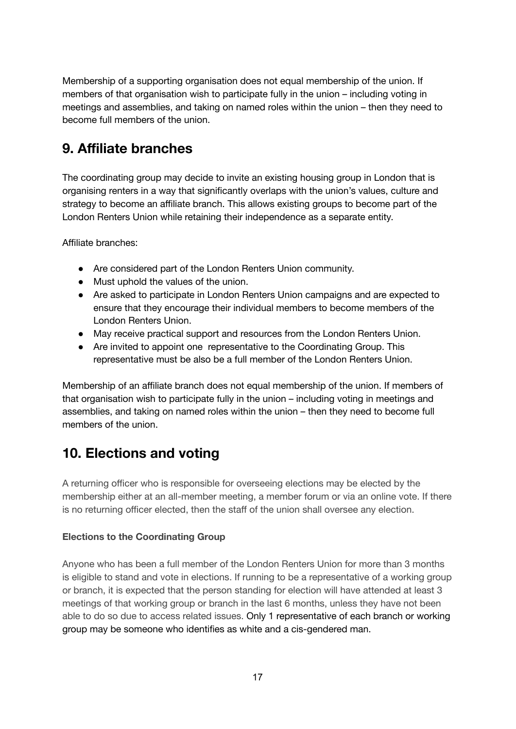Membership of a supporting organisation does not equal membership of the union. If members of that organisation wish to participate fully in the union – including voting in meetings and assemblies, and taking on named roles within the union – then they need to become full members of the union.

## 9. Affiliate branches

The coordinating group may decide to invite an existing housing group in London that is organising renters in a way that significantly overlaps with the union's values, culture and strategy to become an affiliate branch. This allows existing groups to become part of the London Renters Union while retaining their independence as a separate entity.

Affiliate branches:

- Are considered part of the London Renters Union community.
- Must uphold the values of the union.
- Are asked to participate in London Renters Union campaigns and are expected to ensure that they encourage their individual members to become members of the London Renters Union.
- May receive practical support and resources from the London Renters Union.
- Are invited to appoint one representative to the Coordinating Group. This representative must be also be a full member of the London Renters Union.

Membership of an affiliate branch does not equal membership of the union. If members of that organisation wish to participate fully in the union – including voting in meetings and assemblies, and taking on named roles within the union – then they need to become full members of the union.

## 10. Elections and voting

A returning officer who is responsible for overseeing elections may be elected by the membership either at an all-member meeting, a member forum or via an online vote. If there is no returning officer elected, then the staff of the union shall oversee any election.

**Elections to the Coordinating Group**

Anyone who has been a full member of the London Renters Union for more than 3 months is eligible to stand and vote in elections. If running to be a representative of a working group or branch, it is expected that the person standing for election will have attended at least 3 meetings of that working group or branch in the last 6 months, unless they have not been able to do so due to access related issues. Only 1 representative of each branch or working group may be someone who identifies as white and a cis-gendered man.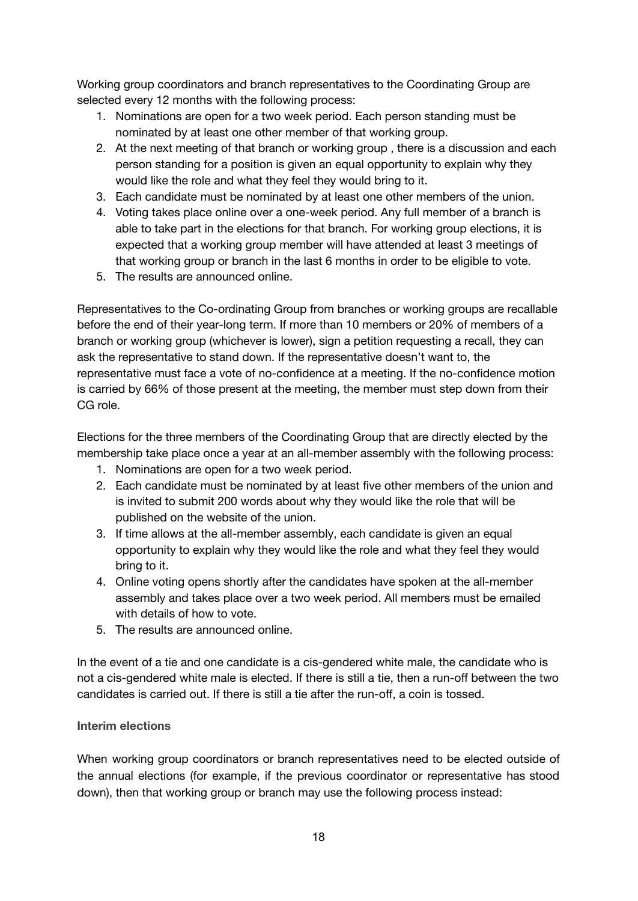Working group coordinators and branch representatives to the Coordinating Group are selected every 12 months with the following process:

1. Nominations are open for a two week period. Each person standing must be nominated by at least one other member of that working group.
2. At the next meeting of that branch or working group , there is a discussion and each person standing for a position is given an equal opportunity to explain why they would like the role and what they feel they would bring to it.
3. Each candidate must be nominated by at least one other members of the union.
4. Voting takes place online over a one-week period. Any full member of a branch is able to take part in the elections for that branch. For working group elections, it is expected that a working group member will have attended at least 3 meetings of that working group or branch in the last 6 months in order to be eligible to vote.
5. The results are announced online.

Representatives to the Co-ordinating Group from branches or working groups are recallable before the end of their year-long term. If more than 10 members or 20% of members of a branch or working group (whichever is lower), sign a petition requesting a recall, they can ask the representative to stand down. If the representative doesn't want to, the representative must face a vote of no-confidence at a meeting. If the no-confidence motion is carried by 66% of those present at the meeting, the member must step down from their CG role.

Elections for the three members of the Coordinating Group that are directly elected by the membership take place once a year at an all-member assembly with the following process:

1. Nominations are open for a two week period.
2. Each candidate must be nominated by at least five other members of the union and is invited to submit 200 words about why they would like the role that will be published on the website of the union.
3. If time allows at the all-member assembly, each candidate is given an equal opportunity to explain why they would like the role and what they feel they would bring to it.
4. Online voting opens shortly after the candidates have spoken at the all-member assembly and takes place over a two week period. All members must be emailed with details of how to vote.
5. The results are announced online.

In the event of a tie and one candidate is a cis-gendered white male, the candidate who is not a cis-gendered white male is elected. If there is still a tie, then a run-off between the two candidates is carried out. If there is still a tie after the run-off, a coin is tossed.

#### Interim elections

When working group coordinators or branch representatives need to be elected outside of the annual elections (for example, if the previous coordinator or representative has stood down), then that working group or branch may use the following process instead: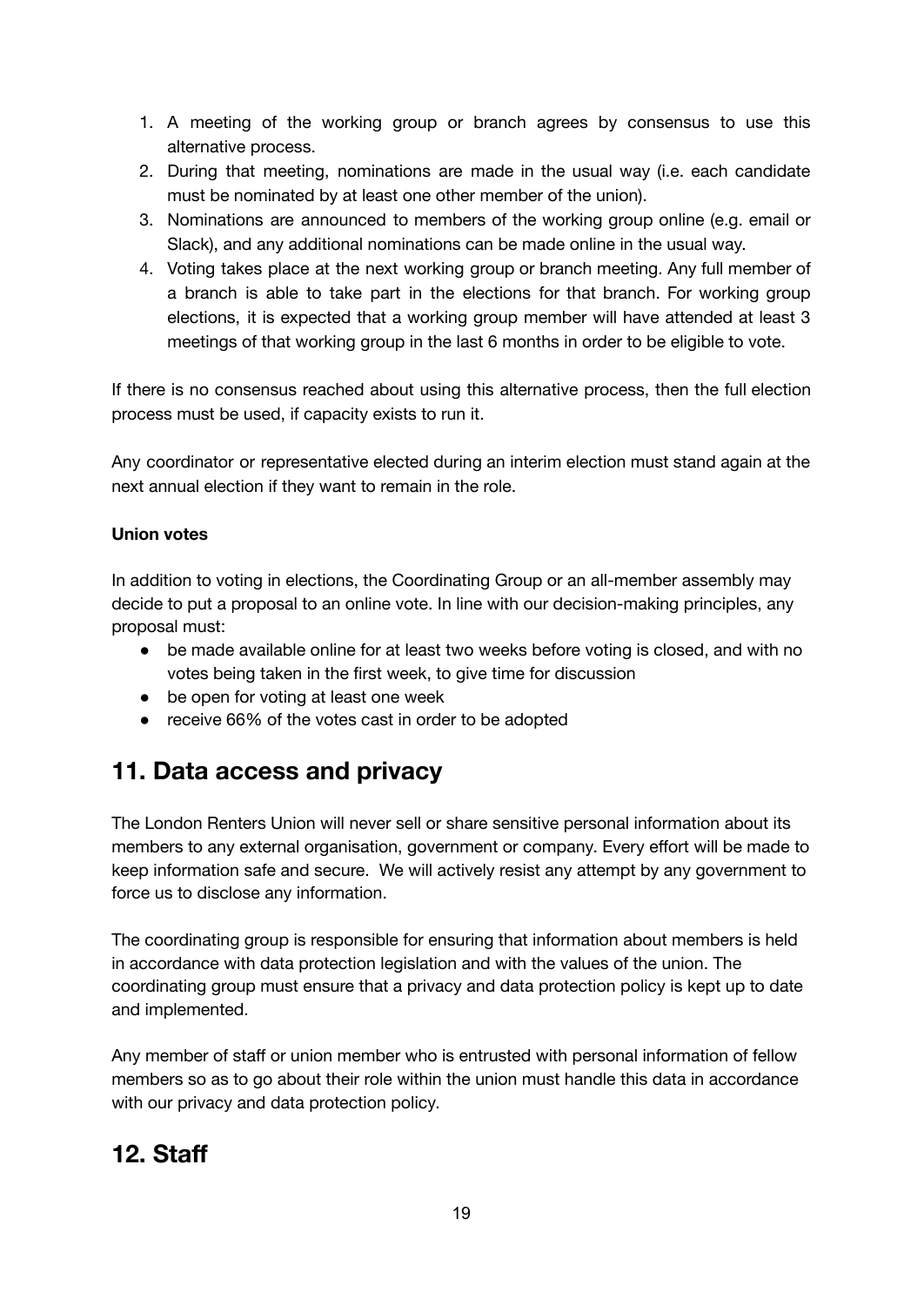1. A meeting of the working group or branch agrees by consensus to use this alternative process.
2. During that meeting, nominations are made in the usual way (i.e. each candidate must be nominated by at least one other member of the union).
3. Nominations are announced to members of the working group online (e.g. email or Slack), and any additional nominations can be made online in the usual way.
4. Voting takes place at the next working group or branch meeting. Any full member of a branch is able to take part in the elections for that branch. For working group elections, it is expected that a working group member will have attended at least 3 meetings of that working group in the last 6 months in order to be eligible to vote.

If there is no consensus reached about using this alternative process, then the full election process must be used, if capacity exists to run it.

Any coordinator or representative elected during an interim election must stand again at the next annual election if they want to remain in the role.

**Union votes**

In addition to voting in elections, the Coordinating Group or an all-member assembly may decide to put a proposal to an online vote. In line with our decision-making principles, any proposal must:

- be made available online for at least two weeks before voting is closed, and with no votes being taken in the first week, to give time for discussion
- be open for voting at least one week
- receive 66% of the votes cast in order to be adopted

## 11. Data access and privacy

The London Renters Union will never sell or share sensitive personal information about its members to any external organisation, government or company. Every effort will be made to keep information safe and secure. We will actively resist any attempt by any government to force us to disclose any information.

The coordinating group is responsible for ensuring that information about members is held in accordance with data protection legislation and with the values of the union. The coordinating group must ensure that a privacy and data protection policy is kept up to date and implemented.

Any member of staff or union member who is entrusted with personal information of fellow members so as to go about their role within the union must handle this data in accordance with our privacy and data protection policy.

## 12. Staff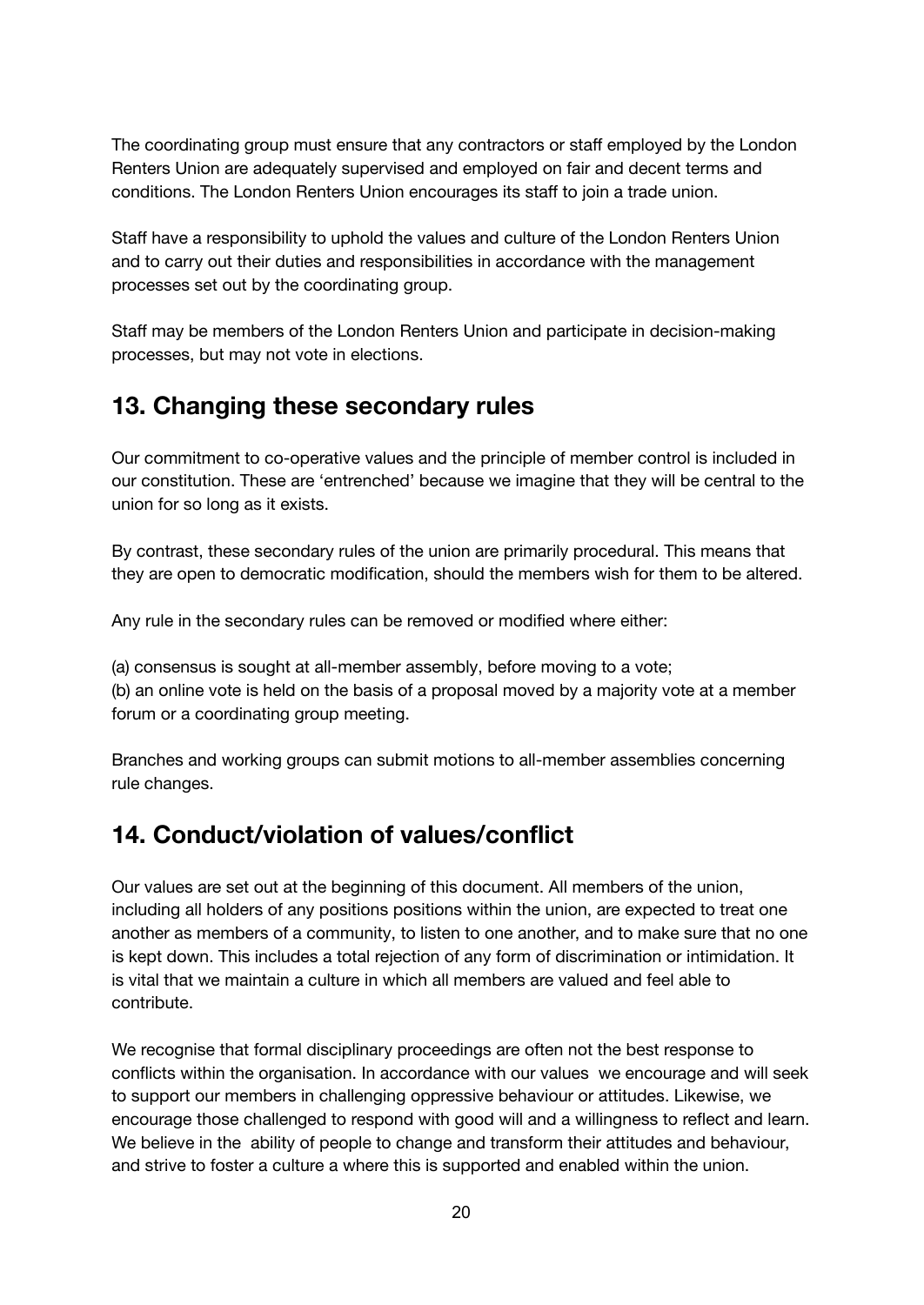The coordinating group must ensure that any contractors or staff employed by the London Renters Union are adequately supervised and employed on fair and decent terms and conditions. The London Renters Union encourages its staff to join a trade union.

Staff have a responsibility to uphold the values and culture of the London Renters Union and to carry out their duties and responsibilities in accordance with the management processes set out by the coordinating group.

Staff may be members of the London Renters Union and participate in decision-making processes, but may not vote in elections.

## 13. Changing these secondary rules

Our commitment to co-operative values and the principle of member control is included in our constitution. These are 'entrenched' because we imagine that they will be central to the union for so long as it exists.

By contrast, these secondary rules of the union are primarily procedural. This means that they are open to democratic modification, should the members wish for them to be altered.

Any rule in the secondary rules can be removed or modified where either:

(a) consensus is sought at all-member assembly, before moving to a vote;
(b) an online vote is held on the basis of a proposal moved by a majority vote at a member forum or a coordinating group meeting.

Branches and working groups can submit motions to all-member assemblies concerning rule changes.

## 14. Conduct/violation of values/conflict

Our values are set out at the beginning of this document. All members of the union, including all holders of any positions positions within the union, are expected to treat one another as members of a community, to listen to one another, and to make sure that no one is kept down. This includes a total rejection of any form of discrimination or intimidation. It is vital that we maintain a culture in which all members are valued and feel able to contribute.

We recognise that formal disciplinary proceedings are often not the best response to conflicts within the organisation. In accordance with our values we encourage and will seek to support our members in challenging oppressive behaviour or attitudes. Likewise, we encourage those challenged to respond with good will and a willingness to reflect and learn. We believe in the ability of people to change and transform their attitudes and behaviour, and strive to foster a culture a where this is supported and enabled within the union.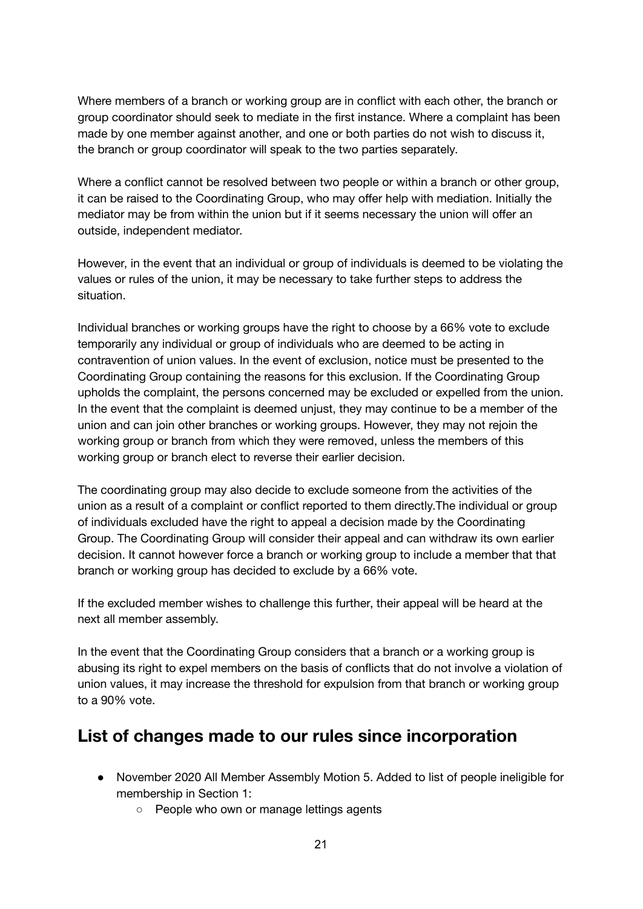Where members of a branch or working group are in conflict with each other, the branch or group coordinator should seek to mediate in the first instance. Where a complaint has been made by one member against another, and one or both parties do not wish to discuss it, the branch or group coordinator will speak to the two parties separately.

Where a conflict cannot be resolved between two people or within a branch or other group, it can be raised to the Coordinating Group, who may offer help with mediation. Initially the mediator may be from within the union but if it seems necessary the union will offer an outside, independent mediator.

However, in the event that an individual or group of individuals is deemed to be violating the values or rules of the union, it may be necessary to take further steps to address the situation.

Individual branches or working groups have the right to choose by a 66% vote to exclude temporarily any individual or group of individuals who are deemed to be acting in contravention of union values. In the event of exclusion, notice must be presented to the Coordinating Group containing the reasons for this exclusion. If the Coordinating Group upholds the complaint, the persons concerned may be excluded or expelled from the union. In the event that the complaint is deemed unjust, they may continue to be a member of the union and can join other branches or working groups. However, they may not rejoin the working group or branch from which they were removed, unless the members of this working group or branch elect to reverse their earlier decision.

The coordinating group may also decide to exclude someone from the activities of the union as a result of a complaint or conflict reported to them directly.The individual or group of individuals excluded have the right to appeal a decision made by the Coordinating Group. The Coordinating Group will consider their appeal and can withdraw its own earlier decision. It cannot however force a branch or working group to include a member that that branch or working group has decided to exclude by a 66% vote.

If the excluded member wishes to challenge this further, their appeal will be heard at the next all member assembly.

In the event that the Coordinating Group considers that a branch or a working group is abusing its right to expel members on the basis of conflicts that do not involve a violation of union values, it may increase the threshold for expulsion from that branch or working group to a 90% vote.

## List of changes made to our rules since incorporation

- November 2020 All Member Assembly Motion 5. Added to list of people ineligible for membership in Section 1:
  - People who own or manage lettings agents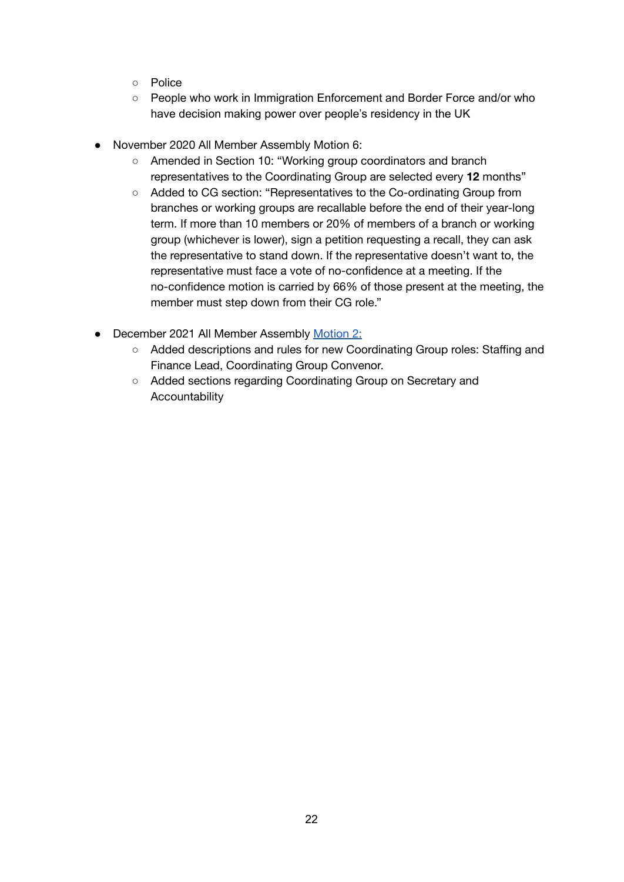- Police
    - People who work in Immigration Enforcement and Border Force and/or who have decision making power over people's residency in the UK

- November 2020 All Member Assembly Motion 6:
    - Amended in Section 10: "Working group coordinators and branch representatives to the Coordinating Group are selected every **12** months"
    - Added to CG section: "Representatives to the Co-ordinating Group from branches or working groups are recallable before the end of their year-long term. If more than 10 members or 20% of members of a branch or working group (whichever is lower), sign a petition requesting a recall, they can ask the representative to stand down. If the representative doesn't want to, the representative must face a vote of no-confidence at a meeting. If the no-confidence motion is carried by 66% of those present at the meeting, the member must step down from their CG role."

- December 2021 All Member Assembly Motion 2:
    - Added descriptions and rules for new Coordinating Group roles: Staffing and Finance Lead, Coordinating Group Convenor.
    - Added sections regarding Coordinating Group on Secretary and Accountability